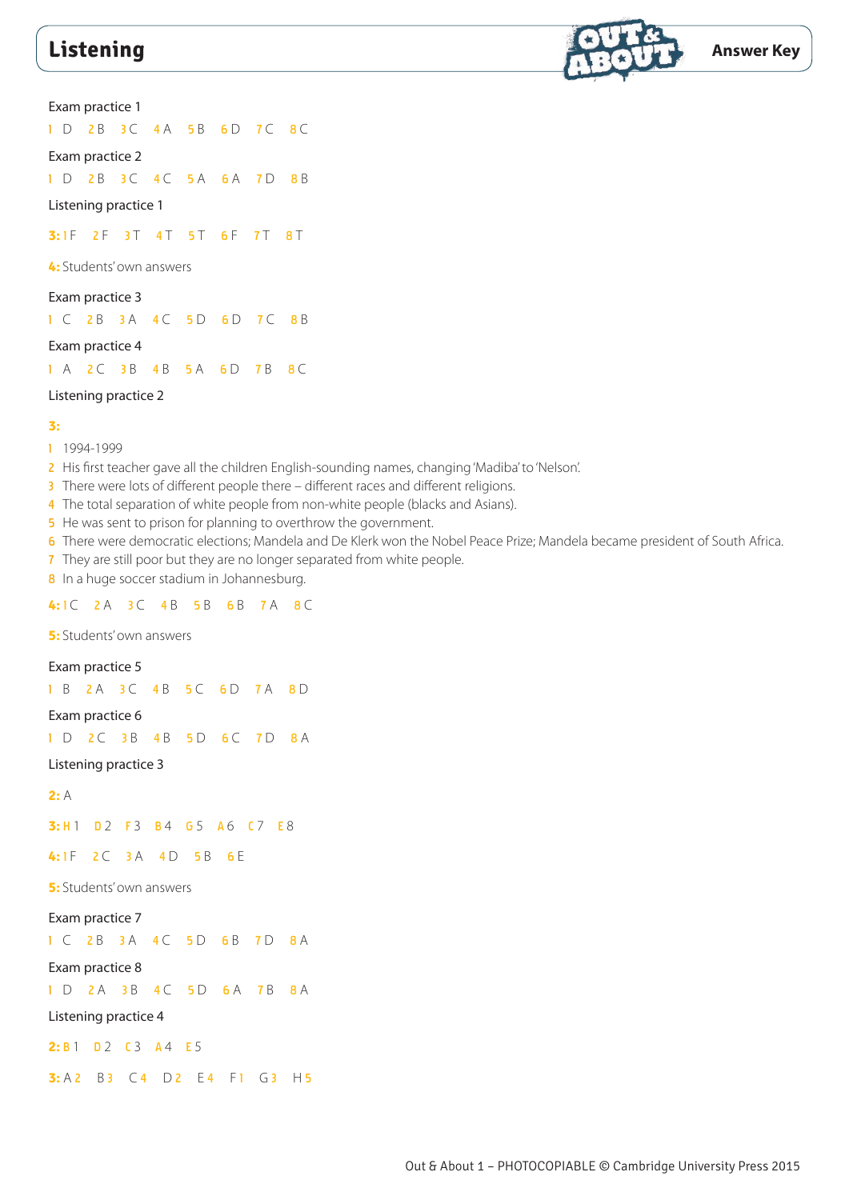# Listening

**Answer Key**

Exam practice 1

1 D 2 B 3 C 4 A 5 B 6 D 7 C 8 C

Exam practice 2

1 D 2 B 3 C 4 C 5 A 6 A 7 D 8 B

Listening practice 1

**3:** 1 F 2 F 3 T 4 T 5 T 6 F 7 T 8 T

**4:** Students' own answers

Exam practice 3

1 C 2 B 3 A 4 C 5 D 6 D 7 C 8 B

Exam practice 4

1 A 2 C 3 B 4 B 5 A 6 D 7 B 8 C

Listening practice 2

**3:**

1 1994-1999
2 His first teacher gave all the children English-sounding names, changing 'Madiba' to 'Nelson'.
3 There were lots of different people there – different races and different religions.
4 The total separation of white people from non-white people (blacks and Asians).
5 He was sent to prison for planning to overthrow the government.
6 There were democratic elections; Mandela and De Klerk won the Nobel Peace Prize; Mandela became president of South Africa.
7 They are still poor but they are no longer separated from white people.
8 In a huge soccer stadium in Johannesburg.

**4:** 1 C 2 A 3 C 4 B 5 B 6 B 7 A 8 C

**5:** Students' own answers

Exam practice 5

1 B 2 A 3 C 4 B 5 C 6 D 7 A 8 D

Exam practice 6

1 D 2 C 3 B 4 B 5 D 6 C 7 D 8 A

Listening practice 3

**2:** A

**3:** H 1 D 2 F 3 B 4 G 5 A 6 C 7 E 8

**4:** 1 F 2 C 3 A 4 D 5 B 6 E

**5:** Students' own answers

Exam practice 7

1 C 2 B 3 A 4 C 5 D 6 B 7 D 8 A

Exam practice 8

1 D 2 A 3 B 4 C 5 D 6 A 7 B 8 A

Listening practice 4

**2:** B 1 D 2 C 3 A 4 E 5

**3:** A 2 B 3 C 4 D 2 E 4 F 1 G 3 H 5

Out & About 1 – PHOTOCOPIABLE © Cambridge University Press 2015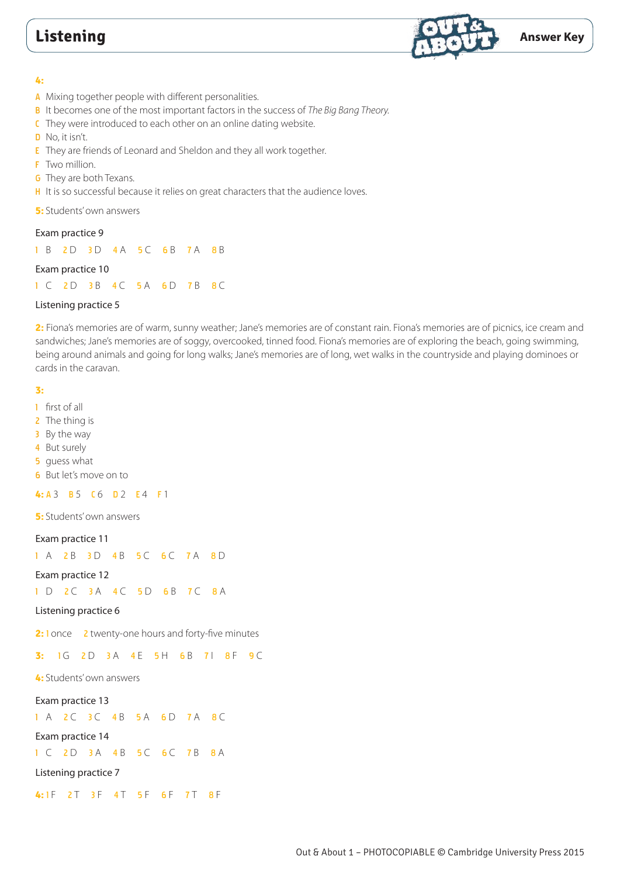**4:**

A Mixing together people with different personalities.
B It becomes one of the most important factors in the success of *The Big Bang Theory*.
C They were introduced to each other on an online dating website.
D No, it isn't.
E They are friends of Leonard and Sheldon and they all work together.
F Two million.
G They are both Texans.
H It is so successful because it relies on great characters that the audience loves.

**5:** Students' own answers

Exam practice 9

1 B 2 D 3 D 4 A 5 C 6 B 7 A 8 B

Exam practice 10

1 C 2 D 3 B 4 C 5 A 6 D 7 B 8 C

Listening practice 5

**2:** Fiona's memories are of warm, sunny weather; Jane's memories are of constant rain. Fiona's memories are of picnics, ice cream and sandwiches; Jane's memories are of soggy, overcooked, tinned food. Fiona's memories are of exploring the beach, going swimming, being around animals and going for long walks; Jane's memories are of long, wet walks in the countryside and playing dominoes or cards in the caravan.

**3:**

1 first of all
2 The thing is
3 By the way
4 But surely
5 guess what
6 But let's move on to

**4:** A 3 B 5 C 6 D 2 E 4 F 1

**5:** Students' own answers

Exam practice 11

1 A 2 B 3 D 4 B 5 C 6 C 7 A 8 D

Exam practice 12

1 D 2 C 3 A 4 C 5 D 6 B 7 C 8 A

Listening practice 6

**2:** 1 once 2 twenty-one hours and forty-five minutes

**3:** 1 G 2 D 3 A 4 E 5 H 6 B 7 I 8 F 9 C

**4:** Students' own answers

Exam practice 13

1 A 2 C 3 C 4 B 5 A 6 D 7 A 8 C

Exam practice 14

1 C 2 D 3 A 4 B 5 C 6 C 7 B 8 A

Listening practice 7

**4:** 1 F 2 T 3 F 4 T 5 F 6 F 7 T 8 F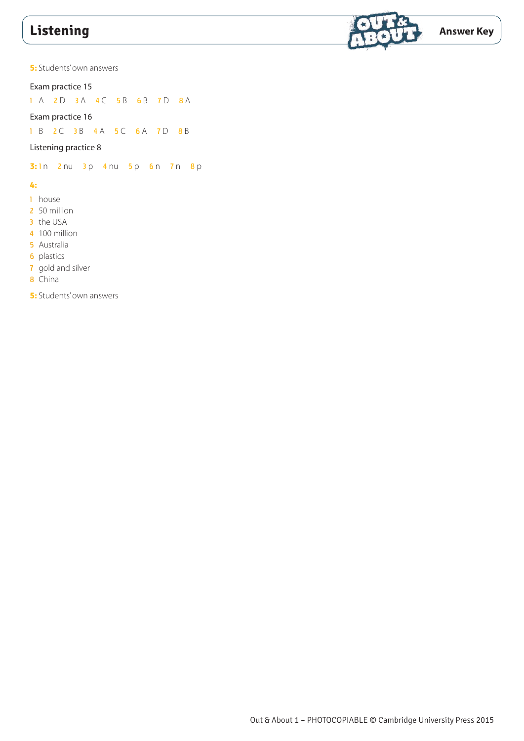**5:** Students' own answers

Exam practice 15

1 A  2 D  3 A  4 C  5 B  6 B  7 D  8 A

Exam practice 16

1 B  2 C  3 B  4 A  5 C  6 A  7 D  8 B

Listening practice 8

**3:** 1 n  2 nu  3 p  4 nu  5 p  6 n  7 n  8 p

**4:**

1 house
2 50 million
3 the USA
4 100 million
5 Australia
6 plastics
7 gold and silver
8 China

**5:** Students' own answers